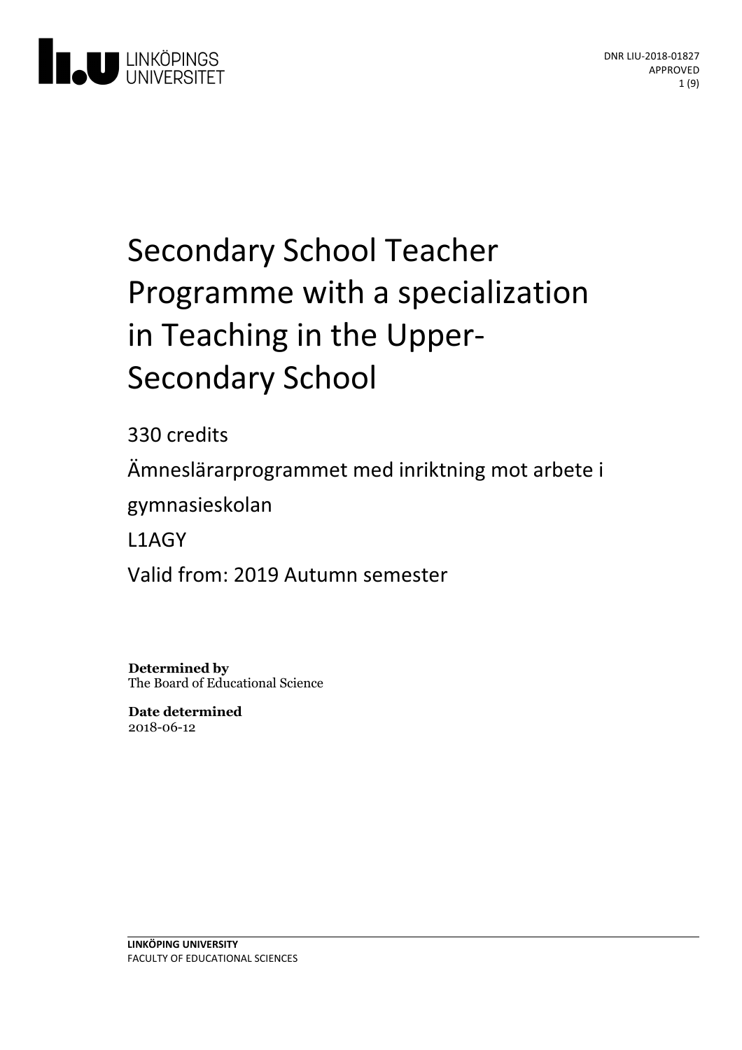LINKÖPINGS UNIVERSITET

DNR LIU-2018-01827
APPROVED

# Secondary School Teacher Programme with a specialization in Teaching in the Upper-Secondary School

330 credits

Ämneslärarprogrammet med inriktning mot arbete i gymnasieskolan

L1AGY

Valid from: 2019 Autumn semester

**Determined by**
The Board of Educational Science

**Date determined**
2018-06-12

**LINKÖPING UNIVERSITY**
FACULTY OF EDUCATIONAL SCIENCES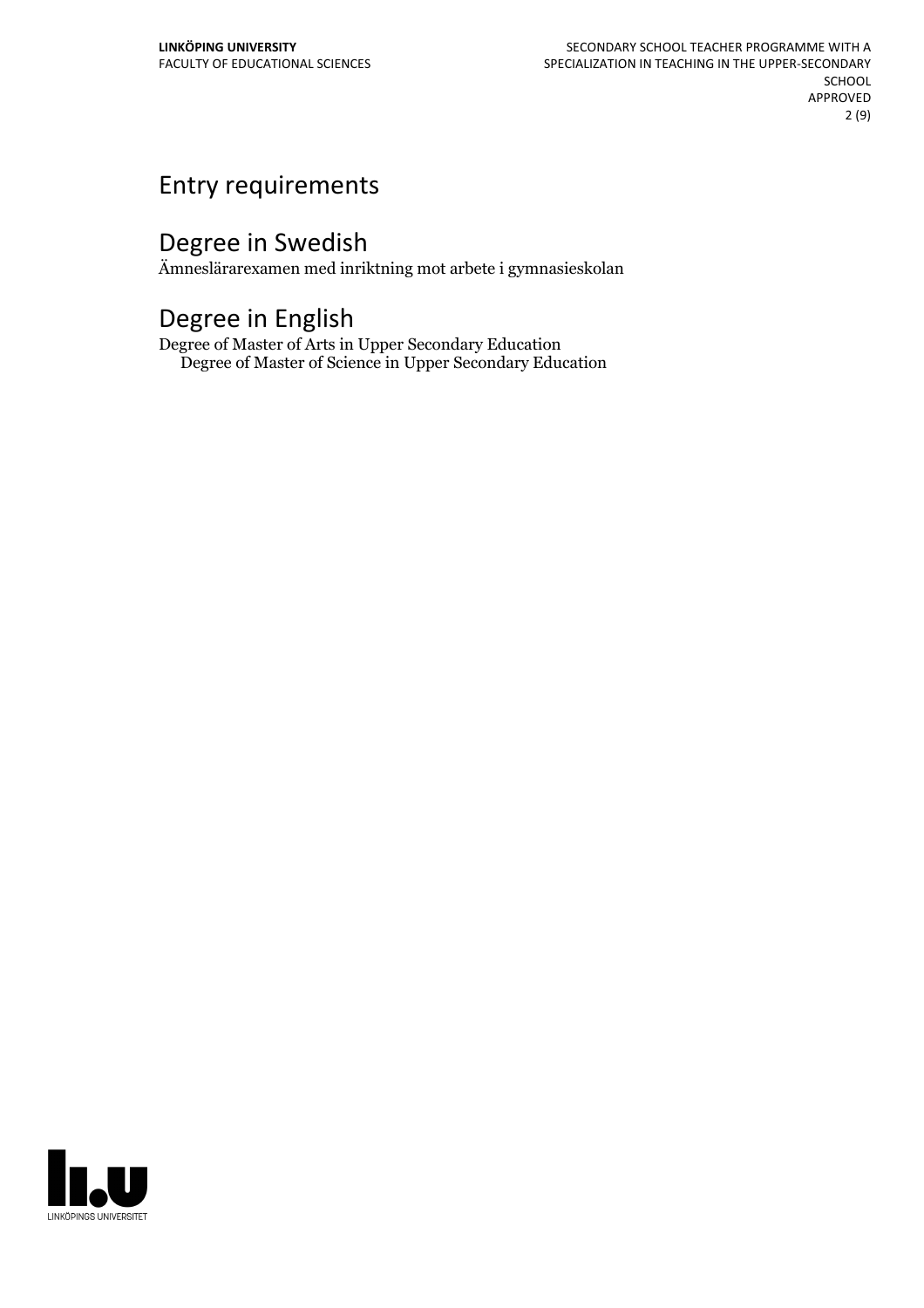# Entry requirements

# Degree in Swedish

Ämneslärarexamen med inriktning mot arbete i gymnasieskolan

# Degree in English

Degree of Master of Arts in Upper Secondary Education
Degree of Master of Science in Upper Secondary Education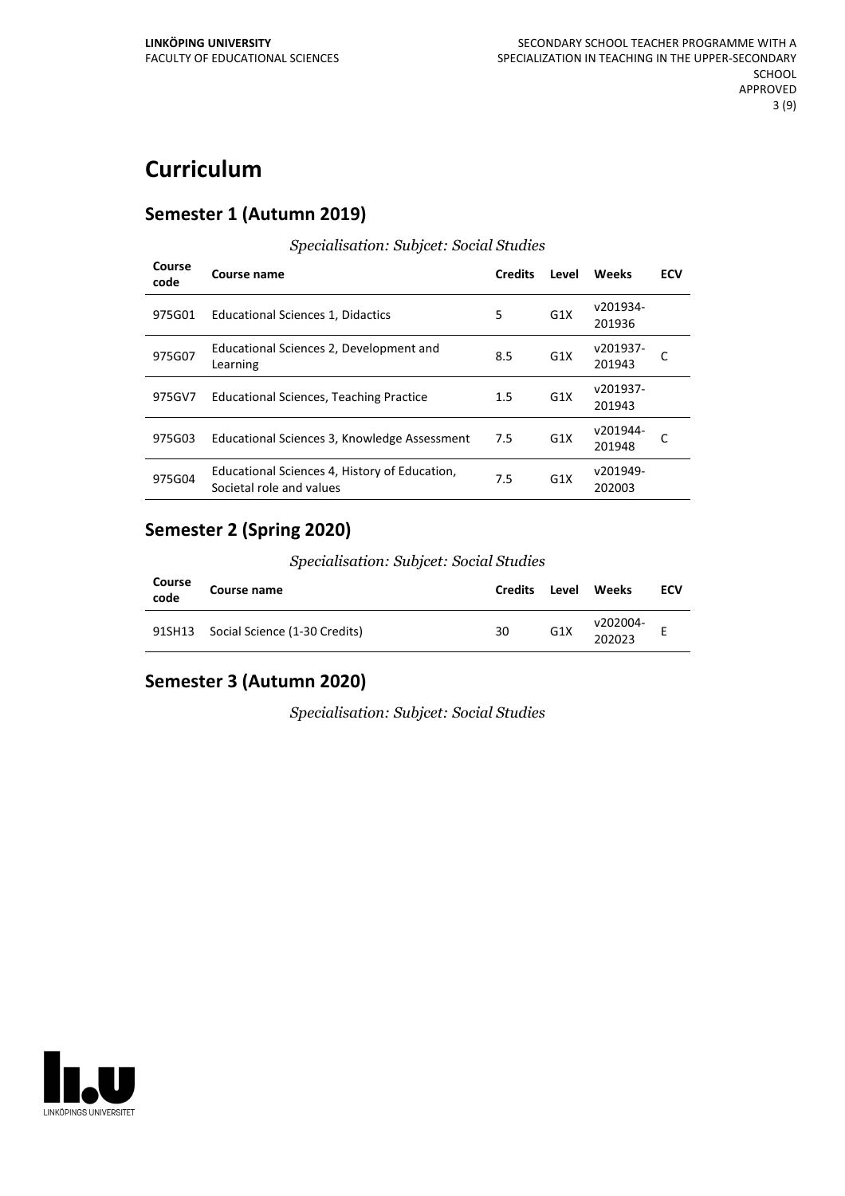# Curriculum

## Semester 1 (Autumn 2019)

*Specialisation: Subjcet: Social Studies*

| Course code | Course name | Credits | Level | Weeks | ECV |
|---|---|---|---|---|---|
| 975G01 | Educational Sciences 1, Didactics | 5 | G1X | v201934-201936 | |
| 975G07 | Educational Sciences 2, Development and Learning | 8.5 | G1X | v201937-201943 | C |
| 975GV7 | Educational Sciences, Teaching Practice | 1.5 | G1X | v201937-201943 | |
| 975G03 | Educational Sciences 3, Knowledge Assessment | 7.5 | G1X | v201944-201948 | C |
| 975G04 | Educational Sciences 4, History of Education, Societal role and values | 7.5 | G1X | v201949-202003 | |

## Semester 2 (Spring 2020)

*Specialisation: Subjcet: Social Studies*

| Course code | Course name | Credits | Level | Weeks | ECV |
|---|---|---|---|---|---|
| 91SH13 | Social Science (1-30 Credits) | 30 | G1X | v202004-202023 | E |

## Semester 3 (Autumn 2020)

*Specialisation: Subjcet: Social Studies*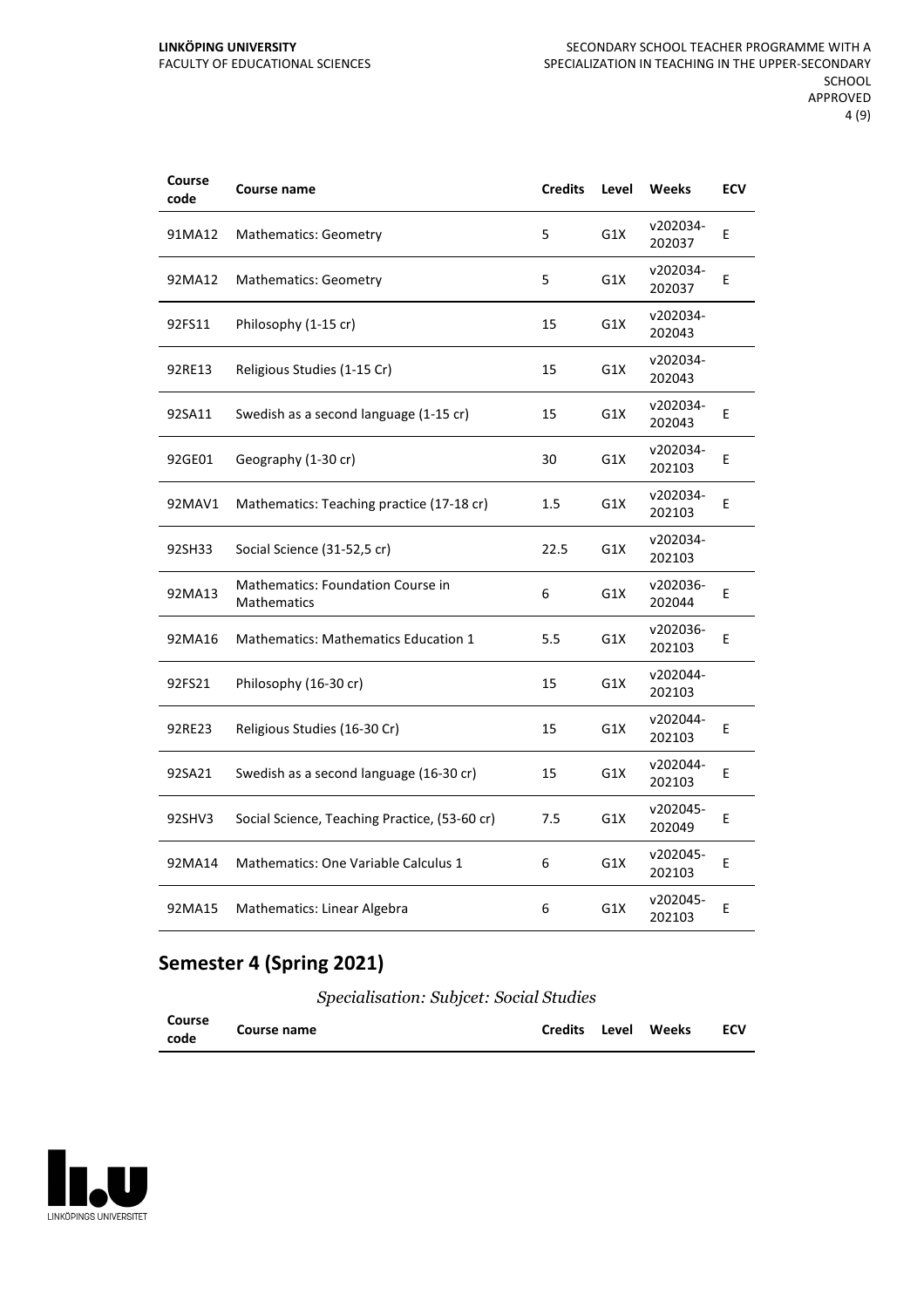| Course code | Course name | Credits | Level | Weeks | ECV |
|---|---|---|---|---|---|
| 91MA12 | Mathematics: Geometry | 5 | G1X | v202034-202037 | E |
| 92MA12 | Mathematics: Geometry | 5 | G1X | v202034-202037 | E |
| 92FS11 | Philosophy (1-15 cr) | 15 | G1X | v202034-202043 | |
| 92RE13 | Religious Studies (1-15 Cr) | 15 | G1X | v202034-202043 | |
| 92SA11 | Swedish as a second language (1-15 cr) | 15 | G1X | v202034-202043 | E |
| 92GE01 | Geography (1-30 cr) | 30 | G1X | v202034-202103 | E |
| 92MAV1 | Mathematics: Teaching practice (17-18 cr) | 1.5 | G1X | v202034-202103 | E |
| 92SH33 | Social Science (31-52,5 cr) | 22.5 | G1X | v202034-202103 | |
| 92MA13 | Mathematics: Foundation Course in Mathematics | 6 | G1X | v202036-202044 | E |
| 92MA16 | Mathematics: Mathematics Education 1 | 5.5 | G1X | v202036-202103 | E |
| 92FS21 | Philosophy (16-30 cr) | 15 | G1X | v202044-202103 | |
| 92RE23 | Religious Studies (16-30 Cr) | 15 | G1X | v202044-202103 | E |
| 92SA21 | Swedish as a second language (16-30 cr) | 15 | G1X | v202044-202103 | E |
| 92SHV3 | Social Science, Teaching Practice, (53-60 cr) | 7.5 | G1X | v202045-202049 | E |
| 92MA14 | Mathematics: One Variable Calculus 1 | 6 | G1X | v202045-202103 | E |
| 92MA15 | Mathematics: Linear Algebra | 6 | G1X | v202045-202103 | E |

## Semester 4 (Spring 2021)

*Specialisation: Subjcet: Social Studies*

| Course code | Course name | Credits | Level | Weeks | ECV |
|---|---|---|---|---|---|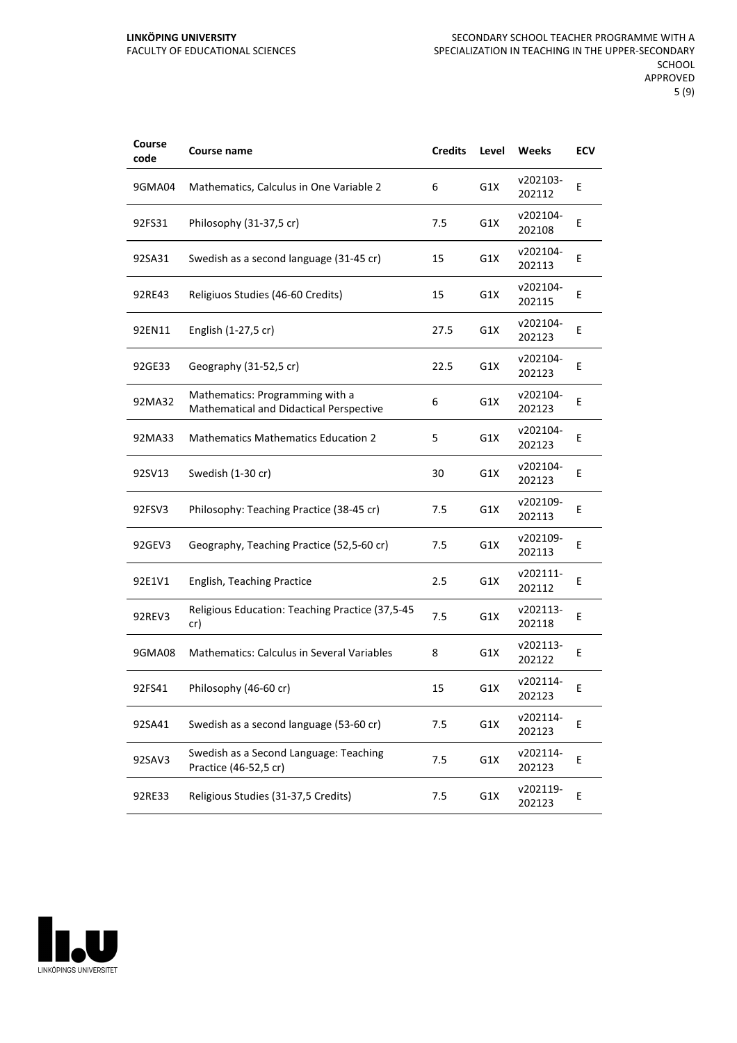| Course code | Course name | Credits | Level | Weeks | ECV |
| --- | --- | --- | --- | --- | --- |
| 9GMA04 | Mathematics, Calculus in One Variable 2 | 6 | G1X | v202103-202112 | E |
| 92FS31 | Philosophy (31-37,5 cr) | 7.5 | G1X | v202104-202108 | E |
| 92SA31 | Swedish as a second language (31-45 cr) | 15 | G1X | v202104-202113 | E |
| 92RE43 | Religiuos Studies (46-60 Credits) | 15 | G1X | v202104-202115 | E |
| 92EN11 | English (1-27,5 cr) | 27.5 | G1X | v202104-202123 | E |
| 92GE33 | Geography (31-52,5 cr) | 22.5 | G1X | v202104-202123 | E |
| 92MA32 | Mathematics: Programming with a Mathematical and Didactical Perspective | 6 | G1X | v202104-202123 | E |
| 92MA33 | Mathematics Mathematics Education 2 | 5 | G1X | v202104-202123 | E |
| 92SV13 | Swedish (1-30 cr) | 30 | G1X | v202104-202123 | E |
| 92FSV3 | Philosophy: Teaching Practice (38-45 cr) | 7.5 | G1X | v202109-202113 | E |
| 92GEV3 | Geography, Teaching Practice (52,5-60 cr) | 7.5 | G1X | v202109-202113 | E |
| 92E1V1 | English, Teaching Practice | 2.5 | G1X | v202111-202112 | E |
| 92REV3 | Religious Education: Teaching Practice (37,5-45 cr) | 7.5 | G1X | v202113-202118 | E |
| 9GMA08 | Mathematics: Calculus in Several Variables | 8 | G1X | v202113-202122 | E |
| 92FS41 | Philosophy (46-60 cr) | 15 | G1X | v202114-202123 | E |
| 92SA41 | Swedish as a second language (53-60 cr) | 7.5 | G1X | v202114-202123 | E |
| 92SAV3 | Swedish as a Second Language: Teaching Practice (46-52,5 cr) | 7.5 | G1X | v202114-202123 | E |
| 92RE33 | Religious Studies (31-37,5 Credits) | 7.5 | G1X | v202119-202123 | E |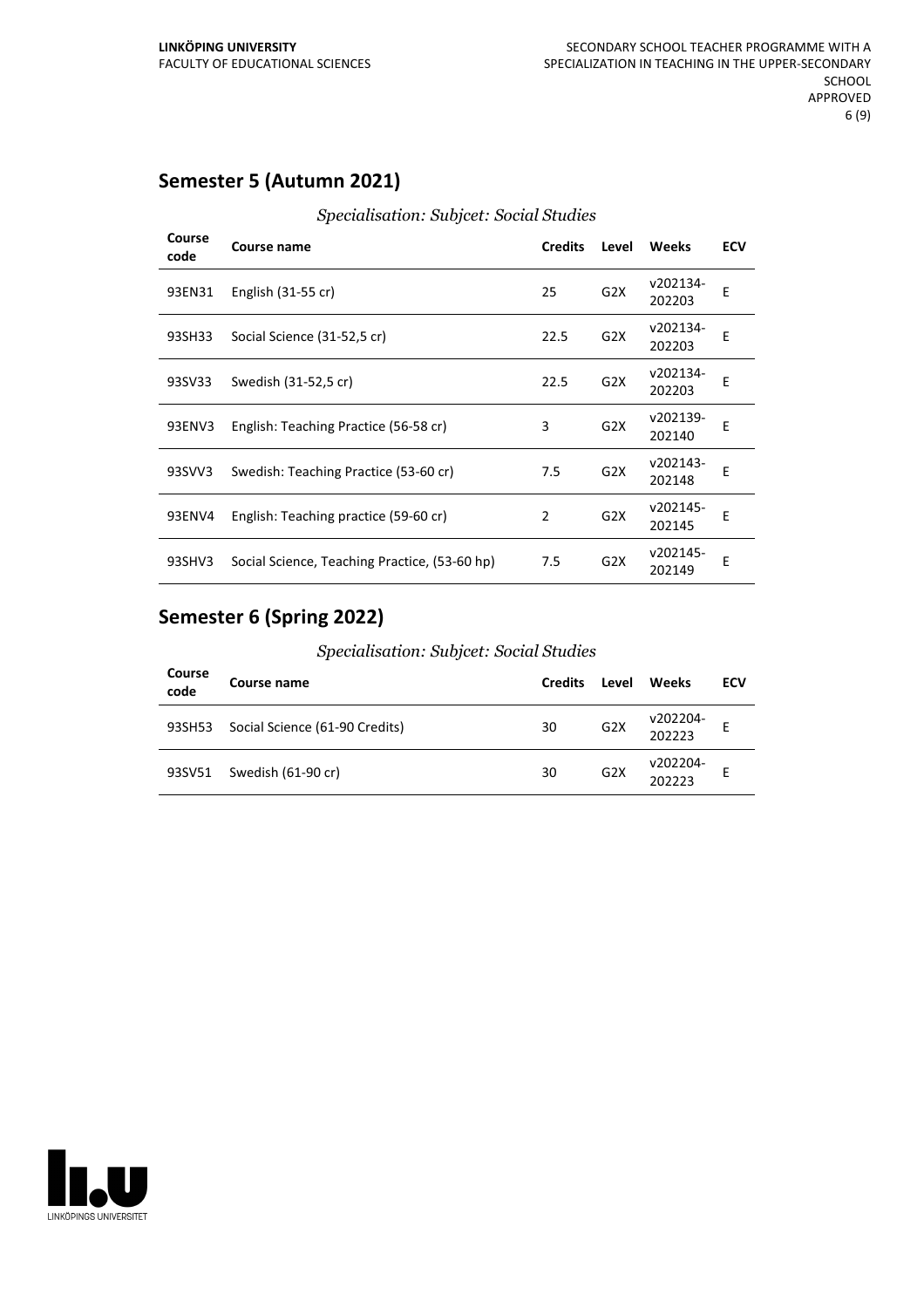## Semester 5 (Autumn 2021)

*Specialisation: Subjcet: Social Studies*

| Course code | Course name | Credits | Level | Weeks | ECV |
|---|---|---|---|---|---|
| 93EN31 | English (31-55 cr) | 25 | G2X | v202134-202203 | E |
| 93SH33 | Social Science (31-52,5 cr) | 22.5 | G2X | v202134-202203 | E |
| 93SV33 | Swedish (31-52,5 cr) | 22.5 | G2X | v202134-202203 | E |
| 93ENV3 | English: Teaching Practice (56-58 cr) | 3 | G2X | v202139-202140 | E |
| 93SVV3 | Swedish: Teaching Practice (53-60 cr) | 7.5 | G2X | v202143-202148 | E |
| 93ENV4 | English: Teaching practice (59-60 cr) | 2 | G2X | v202145-202145 | E |
| 93SHV3 | Social Science, Teaching Practice, (53-60 hp) | 7.5 | G2X | v202145-202149 | E |

## Semester 6 (Spring 2022)

*Specialisation: Subjcet: Social Studies*

| Course code | Course name | Credits | Level | Weeks | ECV |
|---|---|---|---|---|---|
| 93SH53 | Social Science (61-90 Credits) | 30 | G2X | v202204-202223 | E |
| 93SV51 | Swedish (61-90 cr) | 30 | G2X | v202204-202223 | E |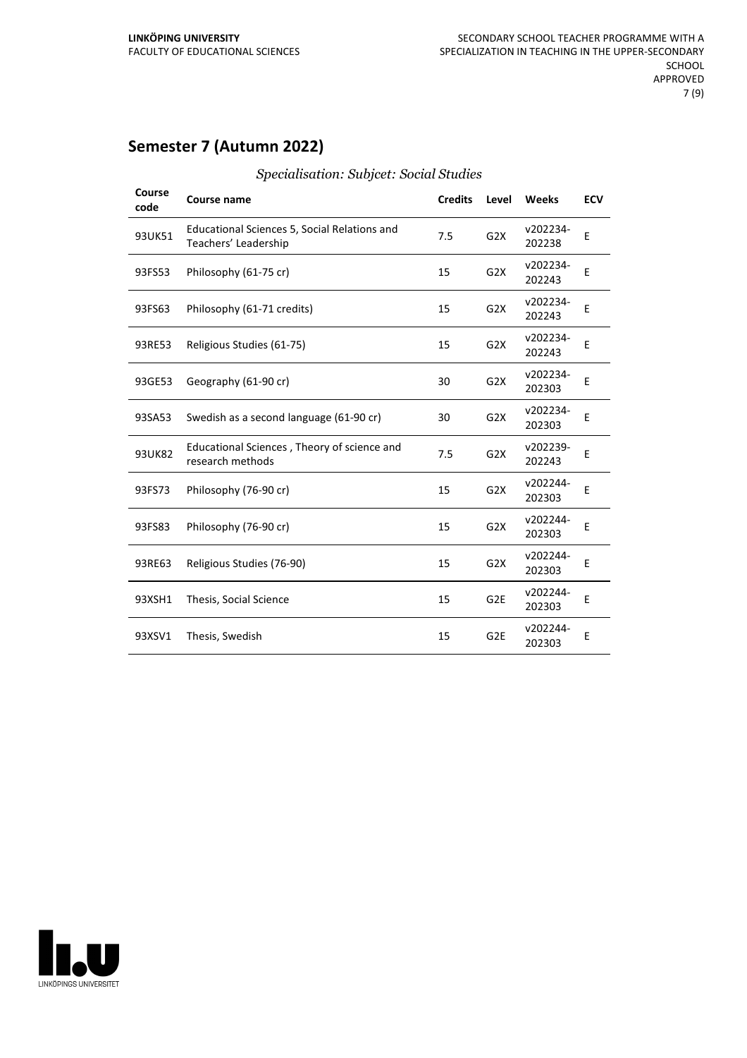## Semester 7 (Autumn 2022)

*Specialisation: Subjcet: Social Studies*

| Course code | Course name | Credits | Level | Weeks | ECV |
|---|---|---|---|---|---|
| 93UK51 | Educational Sciences 5, Social Relations and Teachers' Leadership | 7.5 | G2X | v202234-202238 | E |
| 93FS53 | Philosophy (61-75 cr) | 15 | G2X | v202234-202243 | E |
| 93FS63 | Philosophy (61-71 credits) | 15 | G2X | v202234-202243 | E |
| 93RE53 | Religious Studies (61-75) | 15 | G2X | v202234-202243 | E |
| 93GE53 | Geography (61-90 cr) | 30 | G2X | v202234-202303 | E |
| 93SA53 | Swedish as a second language (61-90 cr) | 30 | G2X | v202234-202303 | E |
| 93UK82 | Educational Sciences , Theory of science and research methods | 7.5 | G2X | v202239-202243 | E |
| 93FS73 | Philosophy (76-90 cr) | 15 | G2X | v202244-202303 | E |
| 93FS83 | Philosophy (76-90 cr) | 15 | G2X | v202244-202303 | E |
| 93RE63 | Religious Studies (76-90) | 15 | G2X | v202244-202303 | E |
| 93XSH1 | Thesis, Social Science | 15 | G2E | v202244-202303 | E |
| 93XSV1 | Thesis, Swedish | 15 | G2E | v202244-202303 | E |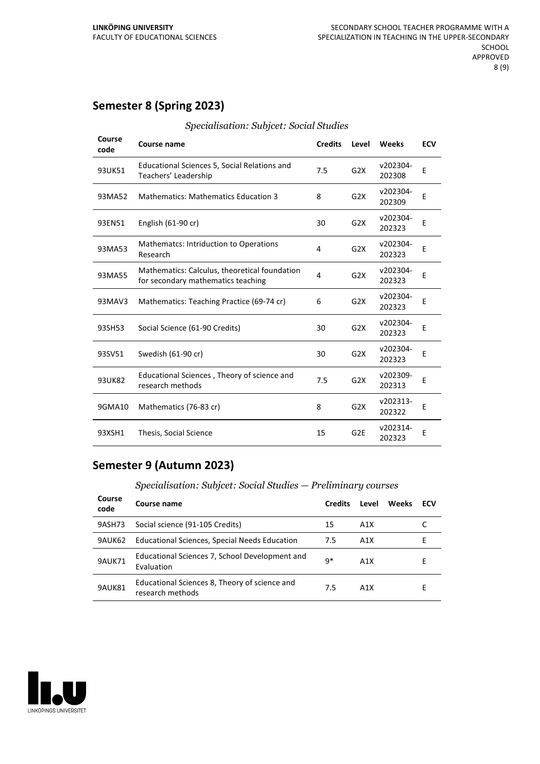## Semester 8 (Spring 2023)

*Specialisation: Subjcet: Social Studies*

| Course code | Course name | Credits | Level | Weeks | ECV |
|---|---|---|---|---|---|
| 93UK51 | Educational Sciences 5, Social Relations and Teachers' Leadership | 7.5 | G2X | v202304-202308 | E |
| 93MA52 | Mathematics: Mathematics Education 3 | 8 | G2X | v202304-202309 | E |
| 93EN51 | English (61-90 cr) | 30 | G2X | v202304-202323 | E |
| 93MA53 | Mathematcs: Intriduction to Operations Research | 4 | G2X | v202304-202323 | E |
| 93MA55 | Mathematics: Calculus, theoretical foundation for secondary mathematics teaching | 4 | G2X | v202304-202323 | E |
| 93MAV3 | Mathematics: Teaching Practice (69-74 cr) | 6 | G2X | v202304-202323 | E |
| 93SH53 | Social Science (61-90 Credits) | 30 | G2X | v202304-202323 | E |
| 93SV51 | Swedish (61-90 cr) | 30 | G2X | v202304-202323 | E |
| 93UK82 | Educational Sciences , Theory of science and research methods | 7.5 | G2X | v202309-202313 | E |
| 9GMA10 | Mathematics (76-83 cr) | 8 | G2X | v202313-202322 | E |
| 93XSH1 | Thesis, Social Science | 15 | G2E | v202314-202323 | E |

## Semester 9 (Autumn 2023)

*Specialisation: Subjcet: Social Studies — Preliminary courses*

| Course code | Course name | Credits | Level | Weeks | ECV |
|---|---|---|---|---|---|
| 9ASH73 | Social science (91-105 Credits) | 15 | A1X | | C |
| 9AUK62 | Educational Sciences, Special Needs Education | 7.5 | A1X | | E |
| 9AUK71 | Educational Sciences 7, School Development and Evaluation | 9* | A1X | | E |
| 9AUK81 | Educational Sciences 8, Theory of science and research methods | 7.5 | A1X | | E |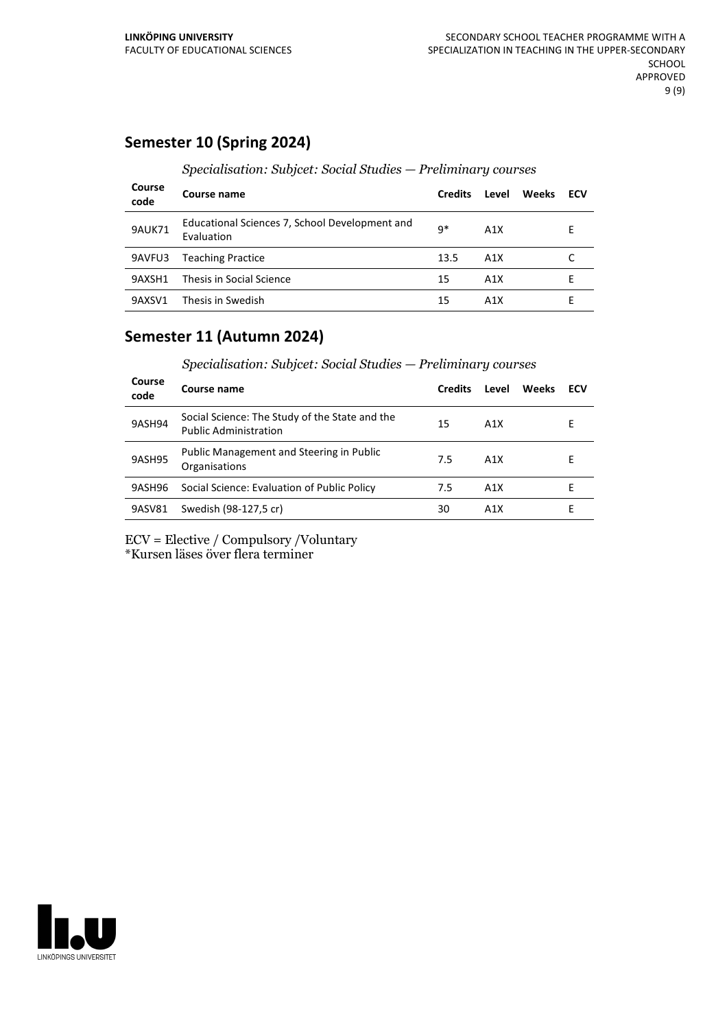## Semester 10 (Spring 2024)

*Specialisation: Subjcet: Social Studies — Preliminary courses*

| Course code | Course name | Credits | Level | Weeks | ECV |
|---|---|---|---|---|---|
| 9AUK71 | Educational Sciences 7, School Development and Evaluation | 9* | A1X | | E |
| 9AVFU3 | Teaching Practice | 13.5 | A1X | | C |
| 9AXSH1 | Thesis in Social Science | 15 | A1X | | E |
| 9AXSV1 | Thesis in Swedish | 15 | A1X | | E |

## Semester 11 (Autumn 2024)

*Specialisation: Subjcet: Social Studies — Preliminary courses*

| Course code | Course name | Credits | Level | Weeks | ECV |
|---|---|---|---|---|---|
| 9ASH94 | Social Science: The Study of the State and the Public Administration | 15 | A1X | | E |
| 9ASH95 | Public Management and Steering in Public Organisations | 7.5 | A1X | | E |
| 9ASH96 | Social Science: Evaluation of Public Policy | 7.5 | A1X | | E |
| 9ASV81 | Swedish (98-127,5 cr) | 30 | A1X | | E |

ECV = Elective / Compulsory /Voluntary
*Kursen läses över flera terminer